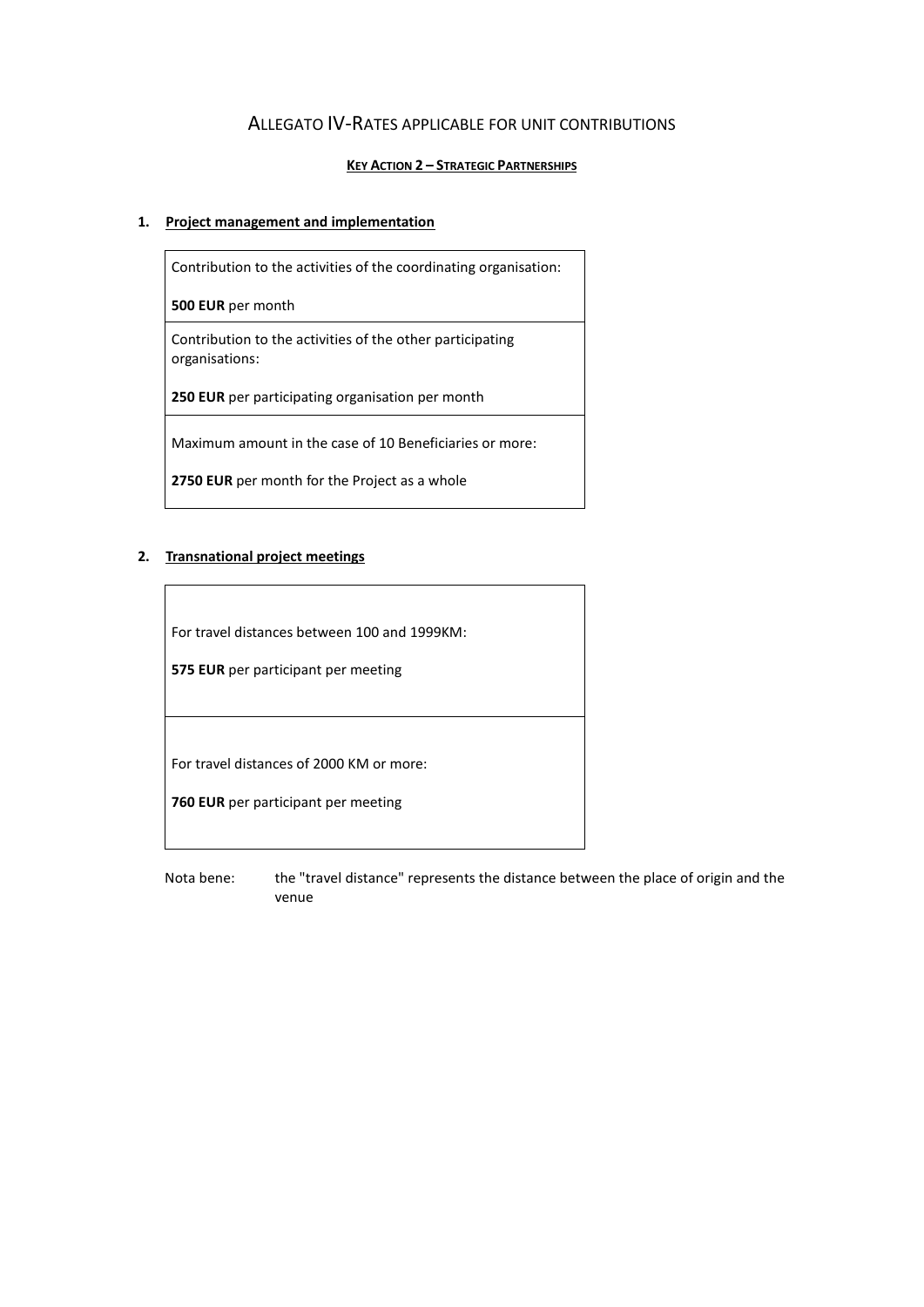# ALLEGATO IV-RATES APPLICABLE FOR UNIT CONTRIBUTIONS

## KEY ACTION 2 – STRATEGIC PARTNERSHIPS

### 1. Project management and implementation

| |
|---|
| Contribution to the activities of the coordinating organisation:<br><br>**500 EUR** per month |
| Contribution to the activities of the other participating organisations:<br><br>**250 EUR** per participating organisation per month |
| Maximum amount in the case of 10 Beneficiaries or more:<br><br>**2750 EUR** per month for the Project as a whole |

### 2. Transnational project meetings

| |
|---|
| For travel distances between 100 and 1999KM:<br><br>**575 EUR** per participant per meeting |
| For travel distances of 2000 KM or more:<br><br>**760 EUR** per participant per meeting |

Nota bene: the "travel distance" represents the distance between the place of origin and the venue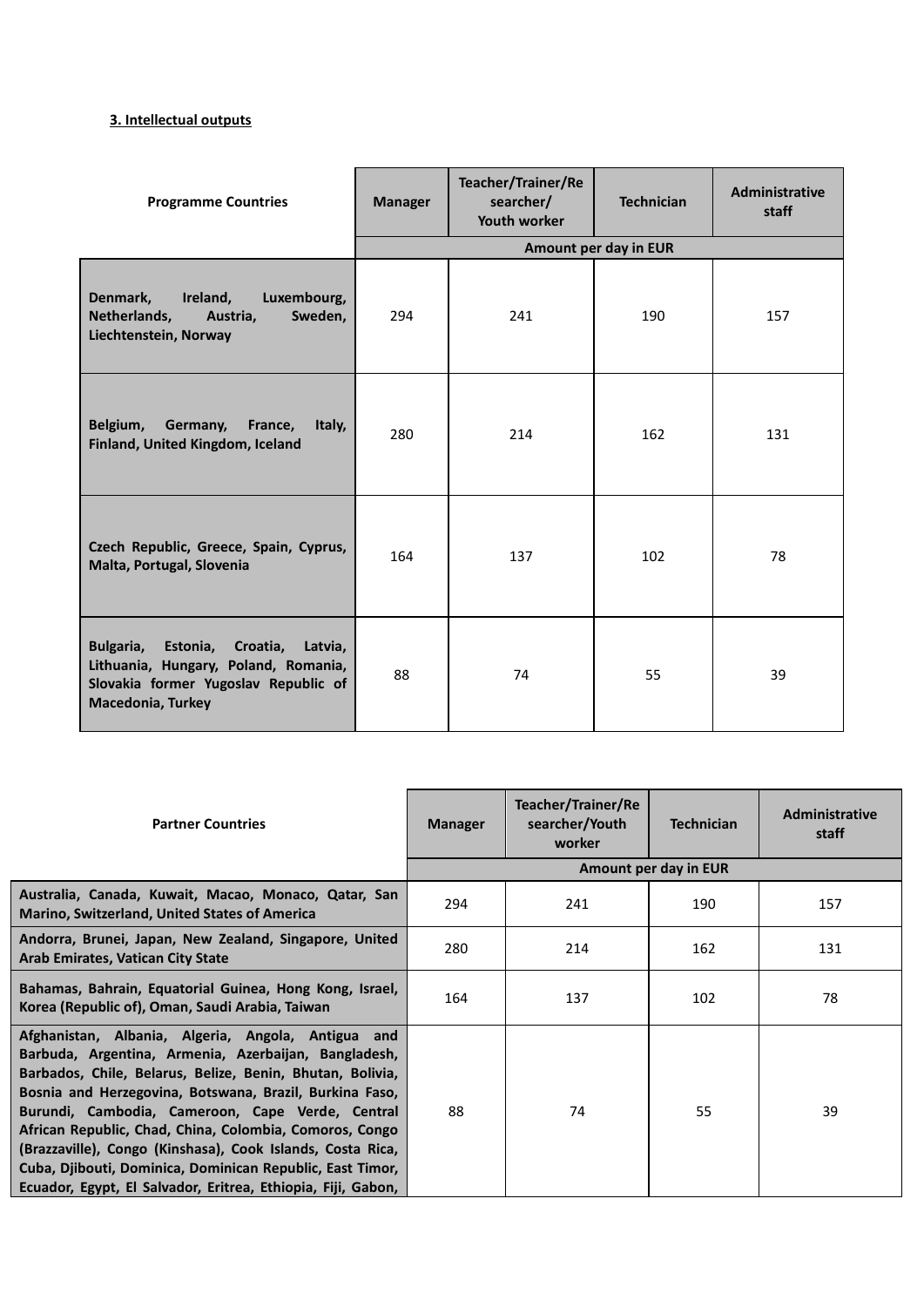**3. Intellectual outputs**

| Programme Countries | Manager | Teacher/Trainer/Researcher/ Youth worker | Technician | Administrative staff |
|---|---|---|---|---|
| | Amount per day in EUR | | | |
| Denmark, Ireland, Luxembourg, Netherlands, Austria, Sweden, Liechtenstein, Norway | 294 | 241 | 190 | 157 |
| Belgium, Germany, France, Italy, Finland, United Kingdom, Iceland | 280 | 214 | 162 | 131 |
| Czech Republic, Greece, Spain, Cyprus, Malta, Portugal, Slovenia | 164 | 137 | 102 | 78 |
| Bulgaria, Estonia, Croatia, Latvia, Lithuania, Hungary, Poland, Romania, Slovakia former Yugoslav Republic of Macedonia, Turkey | 88 | 74 | 55 | 39 |

| Partner Countries | Manager | Teacher/Trainer/Researcher/Youth worker | Technician | Administrative staff |
|---|---|---|---|---|
| | Amount per day in EUR | | | |
| Australia, Canada, Kuwait, Macao, Monaco, Qatar, San Marino, Switzerland, United States of America | 294 | 241 | 190 | 157 |
| Andorra, Brunei, Japan, New Zealand, Singapore, United Arab Emirates, Vatican City State | 280 | 214 | 162 | 131 |
| Bahamas, Bahrain, Equatorial Guinea, Hong Kong, Israel, Korea (Republic of), Oman, Saudi Arabia, Taiwan | 164 | 137 | 102 | 78 |
| Afghanistan, Albania, Algeria, Angola, Antigua and Barbuda, Argentina, Armenia, Azerbaijan, Bangladesh, Barbados, Chile, Belarus, Belize, Benin, Bhutan, Bolivia, Bosnia and Herzegovina, Botswana, Brazil, Burkina Faso, Burundi, Cambodia, Cameroon, Cape Verde, Central African Republic, Chad, China, Colombia, Comoros, Congo (Brazzaville), Congo (Kinshasa), Cook Islands, Costa Rica, Cuba, Djibouti, Dominica, Dominican Republic, East Timor, Ecuador, Egypt, El Salvador, Eritrea, Ethiopia, Fiji, Gabon, | 88 | 74 | 55 | 39 |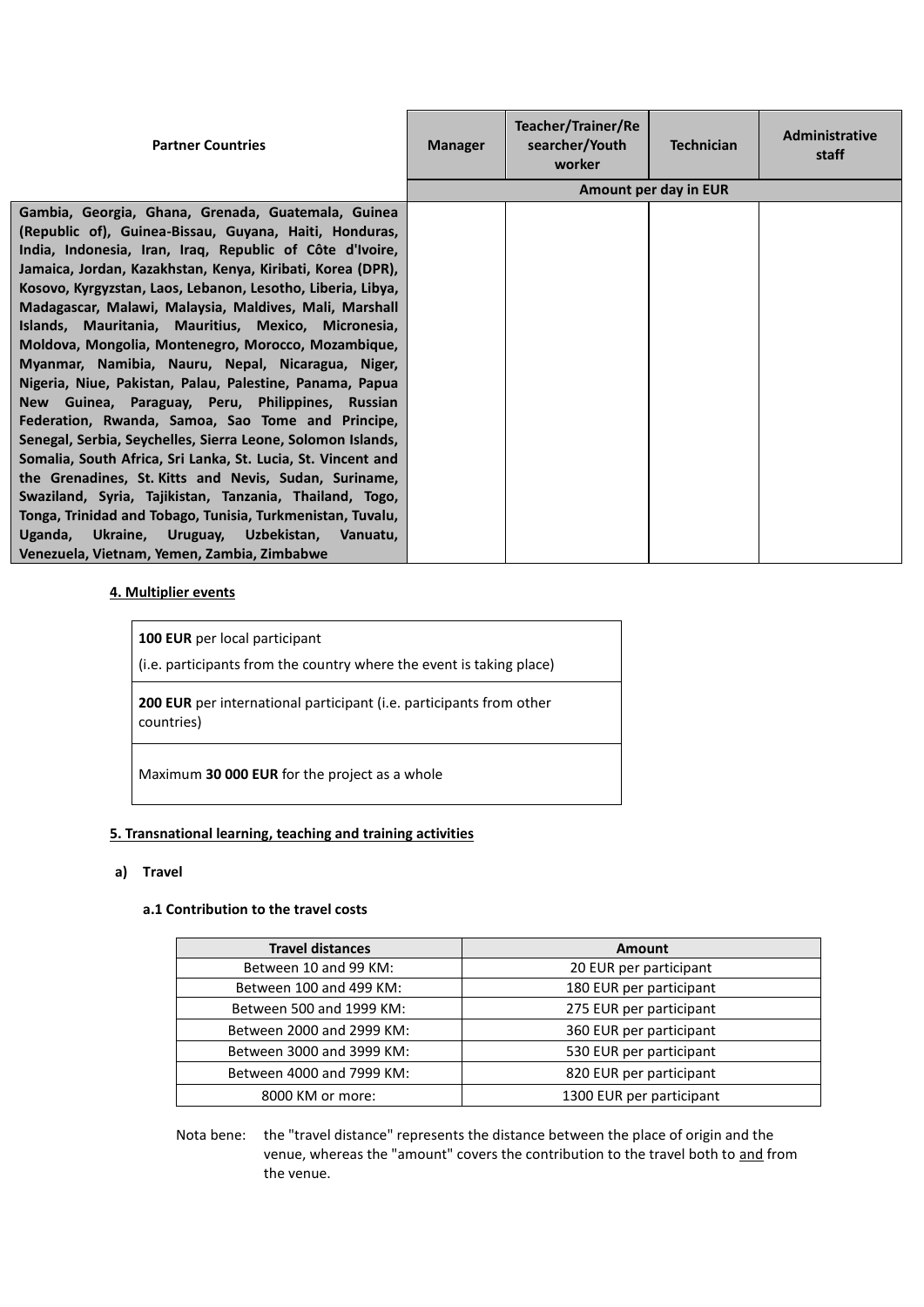| Partner Countries | Manager | Teacher/Trainer/Researcher/Youth worker | Technician | Administrative staff |
|---|---|---|---|---|
| | Amount per day in EUR | | | |
| **Gambia, Georgia, Ghana, Grenada, Guatemala, Guinea (Republic of), Guinea-Bissau, Guyana, Haiti, Honduras, India, Indonesia, Iran, Iraq, Republic of Côte d'Ivoire, Jamaica, Jordan, Kazakhstan, Kenya, Kiribati, Korea (DPR), Kosovo, Kyrgyzstan, Laos, Lebanon, Lesotho, Liberia, Libya, Madagascar, Malawi, Malaysia, Maldives, Mali, Marshall Islands, Mauritania, Mauritius, Mexico, Micronesia, Moldova, Mongolia, Montenegro, Morocco, Mozambique, Myanmar, Namibia, Nauru, Nepal, Nicaragua, Niger, Nigeria, Niue, Pakistan, Palau, Palestine, Panama, Papua New Guinea, Paraguay, Peru, Philippines, Russian Federation, Rwanda, Samoa, Sao Tome and Principe, Senegal, Serbia, Seychelles, Sierra Leone, Solomon Islands, Somalia, South Africa, Sri Lanka, St. Lucia, St. Vincent and the Grenadines, St. Kitts and Nevis, Sudan, Suriname, Swaziland, Syria, Tajikistan, Tanzania, Thailand, Togo, Tonga, Trinidad and Tobago, Tunisia, Turkmenistan, Tuvalu, Uganda, Ukraine, Uruguay, Uzbekistan, Vanuatu, Venezuela, Vietnam, Yemen, Zambia, Zimbabwe** | | | | |

#### 4. Multiplier events

| |
|---|
| **100 EUR** per local participant<br>(i.e. participants from the country where the event is taking place) |
| **200 EUR** per international participant (i.e. participants from other countries) |
| Maximum **30 000 EUR** for the project as a whole |

#### 5. Transnational learning, teaching and training activities

**a) Travel**

**a.1 Contribution to the travel costs**

| Travel distances | Amount |
|---|---|
| Between 10 and 99 KM: | 20 EUR per participant |
| Between 100 and 499 KM: | 180 EUR per participant |
| Between 500 and 1999 KM: | 275 EUR per participant |
| Between 2000 and 2999 KM: | 360 EUR per participant |
| Between 3000 and 3999 KM: | 530 EUR per participant |
| Between 4000 and 7999 KM: | 820 EUR per participant |
| 8000 KM or more: | 1300 EUR per participant |

Nota bene: the "travel distance" represents the distance between the place of origin and the venue, whereas the "amount" covers the contribution to the travel both to and from the venue.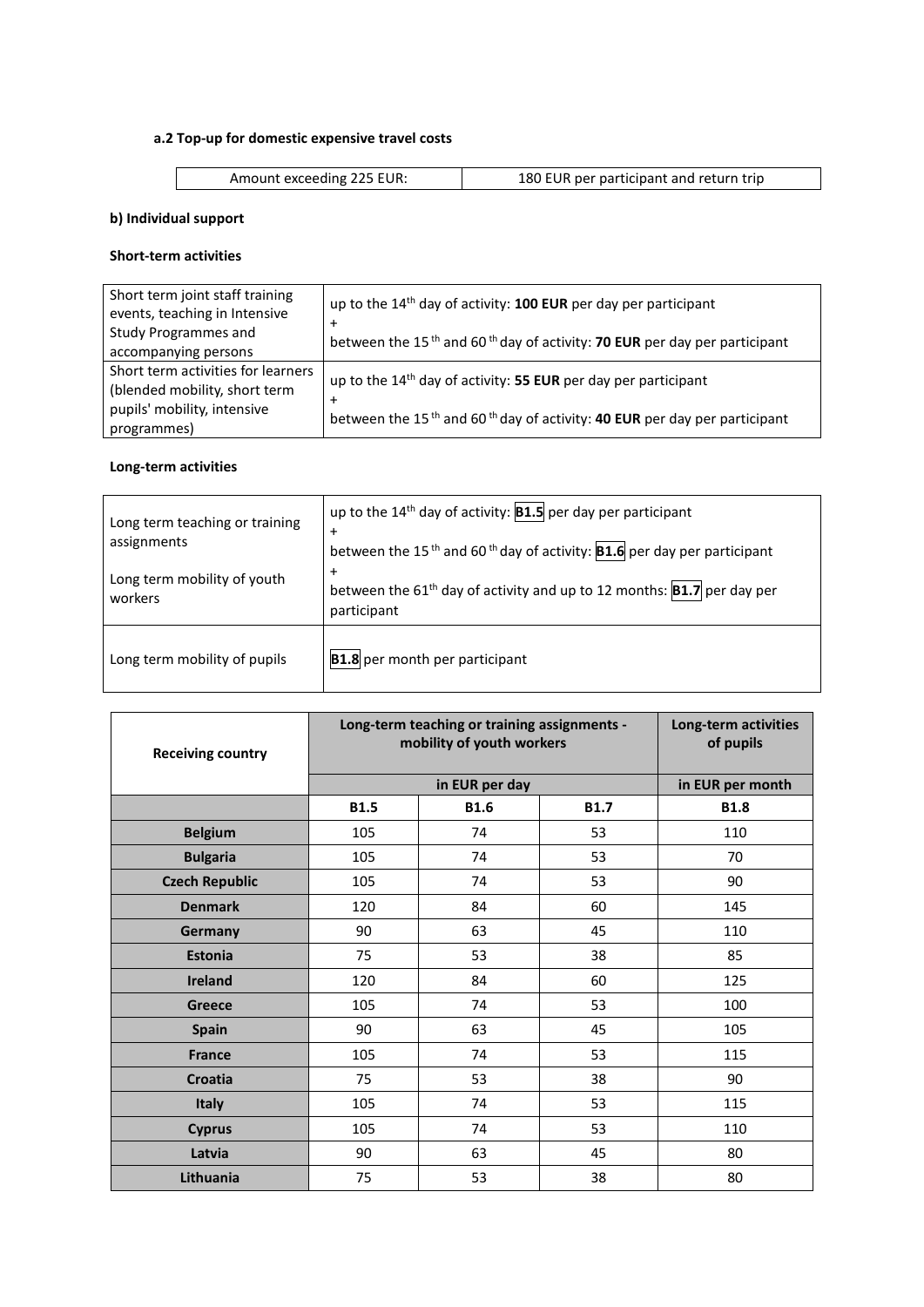#### a.2 Top-up for domestic expensive travel costs

| Amount exceeding 225 EUR: | 180 EUR per participant and return trip |
|---|---|

#### b) Individual support

**Short-term activities**

| | |
|---|---|
| Short term joint staff training events, teaching in Intensive Study Programmes and accompanying persons | up to the 14th day of activity: **100 EUR** per day per participant<br>+<br>between the 15th and 60th day of activity: **70 EUR** per day per participant |
| Short term activities for learners (blended mobility, short term pupils' mobility, intensive programmes) | up to the 14th day of activity: **55 EUR** per day per participant<br>+<br>between the 15th and 60th day of activity: **40 EUR** per day per participant |

**Long-term activities**

| | |
|---|---|
| Long term teaching or training assignments<br><br>Long term mobility of youth workers | up to the 14th day of activity: **B1.5** per day per participant<br>+<br>between the 15th and 60th day of activity: **B1.6** per day per participant<br>+<br>between the 61th day of activity and up to 12 months: **B1.7** per day per participant |
| Long term mobility of pupils | **B1.8** per month per participant |

| Receiving country | Long-term teaching or training assignments - mobility of youth workers | | | Long-term activities of pupils |
|---|---|---|---|---|
| | in EUR per day | | | in EUR per month |
| | **B1.5** | **B1.6** | **B1.7** | **B1.8** |
| **Belgium** | 105 | 74 | 53 | 110 |
| **Bulgaria** | 105 | 74 | 53 | 70 |
| **Czech Republic** | 105 | 74 | 53 | 90 |
| **Denmark** | 120 | 84 | 60 | 145 |
| **Germany** | 90 | 63 | 45 | 110 |
| **Estonia** | 75 | 53 | 38 | 85 |
| **Ireland** | 120 | 84 | 60 | 125 |
| **Greece** | 105 | 74 | 53 | 100 |
| **Spain** | 90 | 63 | 45 | 105 |
| **France** | 105 | 74 | 53 | 115 |
| **Croatia** | 75 | 53 | 38 | 90 |
| **Italy** | 105 | 74 | 53 | 115 |
| **Cyprus** | 105 | 74 | 53 | 110 |
| **Latvia** | 90 | 63 | 45 | 80 |
| **Lithuania** | 75 | 53 | 38 | 80 |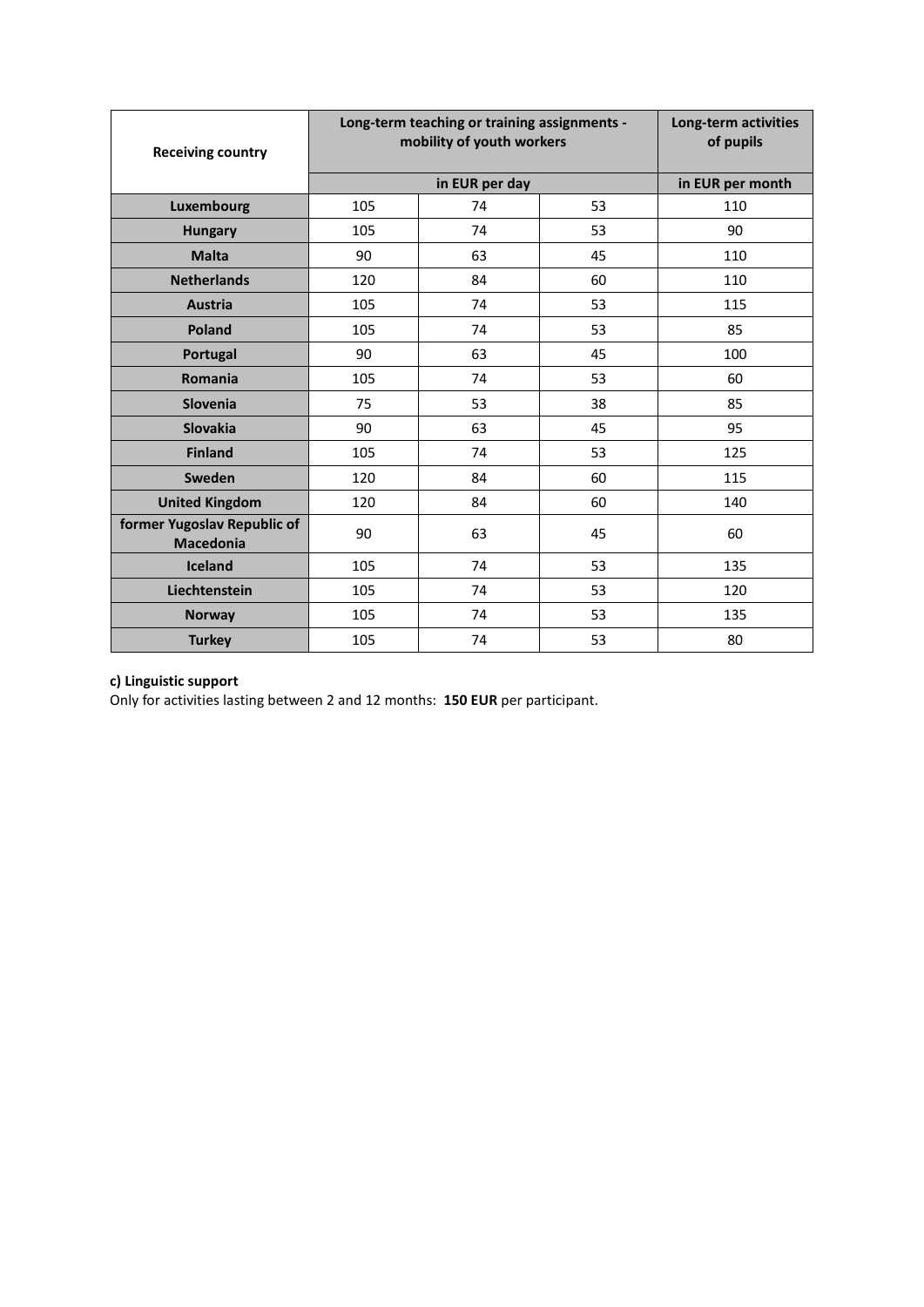| Receiving country | Long-term teaching or training assignments - mobility of youth workers | | | Long-term activities of pupils |
|---|---|---|---|---|
| | in EUR per day | | | in EUR per month |
| **Luxembourg** | 105 | 74 | 53 | 110 |
| **Hungary** | 105 | 74 | 53 | 90 |
| **Malta** | 90 | 63 | 45 | 110 |
| **Netherlands** | 120 | 84 | 60 | 110 |
| **Austria** | 105 | 74 | 53 | 115 |
| **Poland** | 105 | 74 | 53 | 85 |
| **Portugal** | 90 | 63 | 45 | 100 |
| **Romania** | 105 | 74 | 53 | 60 |
| **Slovenia** | 75 | 53 | 38 | 85 |
| **Slovakia** | 90 | 63 | 45 | 95 |
| **Finland** | 105 | 74 | 53 | 125 |
| **Sweden** | 120 | 84 | 60 | 115 |
| **United Kingdom** | 120 | 84 | 60 | 140 |
| **former Yugoslav Republic of Macedonia** | 90 | 63 | 45 | 60 |
| **Iceland** | 105 | 74 | 53 | 135 |
| **Liechtenstein** | 105 | 74 | 53 | 120 |
| **Norway** | 105 | 74 | 53 | 135 |
| **Turkey** | 105 | 74 | 53 | 80 |

**c) Linguistic support**

Only for activities lasting between 2 and 12 months: **150 EUR** per participant.